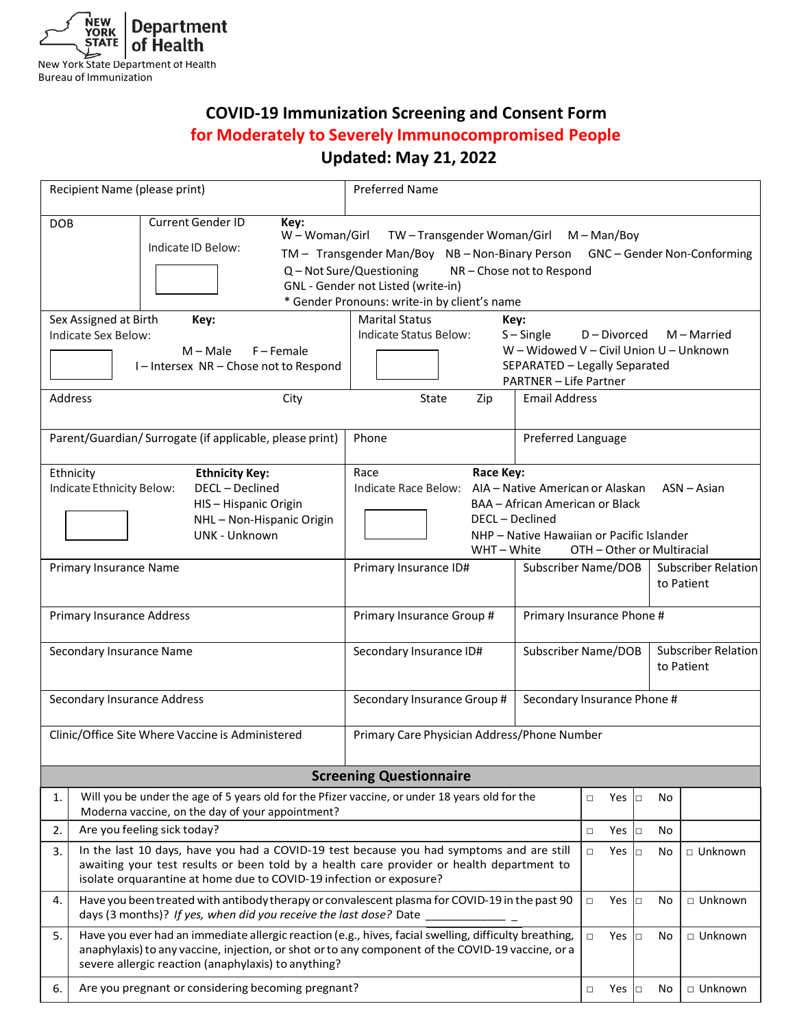New York State Department of Health
Bureau of Immunization

# COVID-19 Immunization Screening and Consent Form
## for Moderately to Severely Immunocompromised People
## Updated: May 21, 2022

| Recipient Name (please print) | | Preferred Name | |
|---|---|---|---|
| DOB | Current Gender ID<br>Indicate ID Below: | **Key:**<br>W – Woman/Girl TW – Transgender Woman/Girl M – Man/Boy<br>TM – Transgender Man/Boy NB – Non-Binary Person GNC – Gender Non-Conforming<br>Q – Not Sure/Questioning NR – Chose not to Respond<br>GNL - Gender not Listed (write-in)<br>* Gender Pronouns: write-in by client's name | |
| Sex Assigned at Birth<br>Indicate Sex Below: | **Key:**<br>M – Male F – Female<br>I – Intersex NR – Chose not to Respond | Marital Status<br>Indicate Status Below: | **Key:**<br>S – Single D – Divorced M – Married<br>W – Widowed V – Civil Union U – Unknown<br>SEPARATED – Legally Separated<br>PARTNER – Life Partner |
| Address | City | State Zip | Email Address |
| Parent/Guardian/ Surrogate (if applicable, please print) | | Phone | Preferred Language |
| Ethnicity<br>Indicate Ethnicity Below: | **Ethnicity Key:**<br>DECL – Declined<br>HIS – Hispanic Origin<br>NHL – Non-Hispanic Origin<br>UNK - Unknown | Race<br>Indicate Race Below: | **Race Key:**<br>AIA – Native American or Alaskan ASN – Asian<br>BAA – African American or Black<br>DECL – Declined<br>NHP – Native Hawaiian or Pacific Islander<br>WHT – White OTH – Other or Multiracial |

| Primary Insurance Name | Primary Insurance ID# | Subscriber Name/DOB | Subscriber Relation to Patient |
|---|---|---|---|
| Primary Insurance Address | Primary Insurance Group # | Primary Insurance Phone # | |
| Secondary Insurance Name | Secondary Insurance ID# | Subscriber Name/DOB | Subscriber Relation to Patient |
| Secondary Insurance Address | Secondary Insurance Group # | Secondary Insurance Phone # | |
| Clinic/Office Site Where Vaccine is Administered | Primary Care Physician Address/Phone Number | | |

## Screening Questionnaire

| # | Question | Yes | No | Unknown |
|---|---|---|---|---|
| 1. | Will you be under the age of 5 years old for the Pfizer vaccine, or under 18 years old for the Moderna vaccine, on the day of your appointment? | □ Yes | □ No | |
| 2. | Are you feeling sick today? | □ Yes | □ No | |
| 3. | In the last 10 days, have you had a COVID-19 test because you had symptoms and are still awaiting your test results or been told by a health care provider or health department to isolate orquarantine at home due to COVID-19 infection or exposure? | □ Yes | □ No | □ Unknown |
| 4. | Have you been treated with antibody therapy or convalescent plasma for COVID-19 in the past 90 days (3 months)? *If yes, when did you receive the last dose?* Date ____________ _ | □ Yes | □ No | □ Unknown |
| 5. | Have you ever had an immediate allergic reaction (e.g., hives, facial swelling, difficulty breathing, anaphylaxis) to any vaccine, injection, or shot or to any component of the COVID-19 vaccine, or a severe allergic reaction (anaphylaxis) to anything? | □ Yes | □ No | □ Unknown |
| 6. | Are you pregnant or considering becoming pregnant? | □ Yes | □ No | □ Unknown |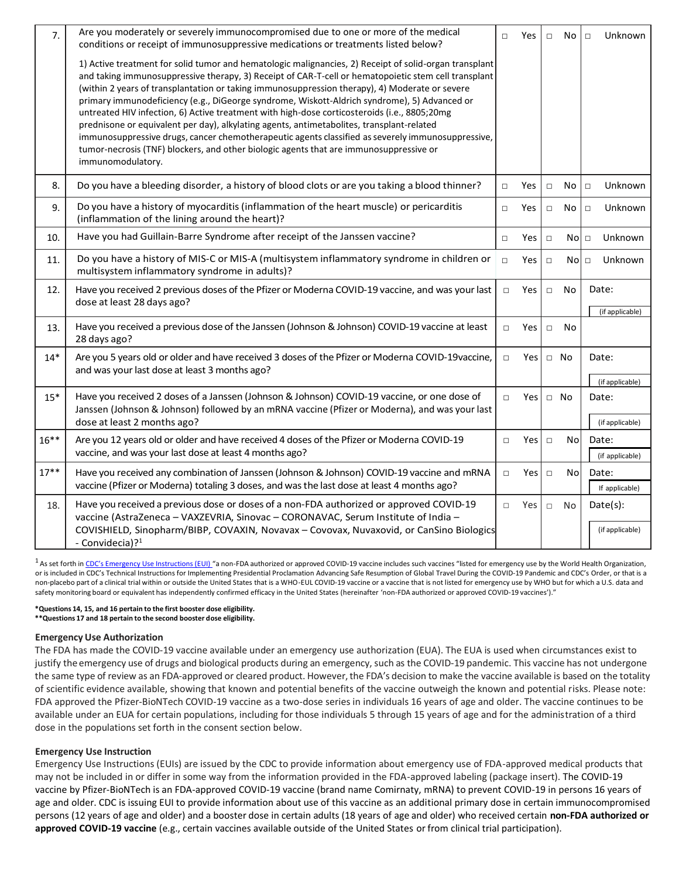| | | | | | |
|---|---|---|---|---|---|
| 7. | Are you moderately or severely immunocompromised due to one or more of the medical conditions or receipt of immunosuppressive medications or treatments listed below?<br><br>1) Active treatment for solid tumor and hematologic malignancies, 2) Receipt of solid-organ transplant and taking immunosuppressive therapy, 3) Receipt of CAR-T-cell or hematopoietic stem cell transplant (within 2 years of transplantation or taking immunosuppression therapy), 4) Moderate or severe primary immunodeficiency (e.g., DiGeorge syndrome, Wiskott-Aldrich syndrome), 5) Advanced or untreated HIV infection, 6) Active treatment with high-dose corticosteroids (i.e., 8805;20mg prednisone or equivalent per day), alkylating agents, antimetabolites, transplant-related immunosuppressive drugs, cancer chemotherapeutic agents classified as severely immunosuppressive, tumor-necrosis (TNF) blockers, and other biologic agents that are immunosuppressive or immunomodulatory. | □ Yes | □ No | □ Unknown |
| 8. | Do you have a bleeding disorder, a history of blood clots or are you taking a blood thinner? | □ Yes | □ No | □ Unknown |
| 9. | Do you have a history of myocarditis (inflammation of the heart muscle) or pericarditis (inflammation of the lining around the heart)? | □ Yes | □ No | □ Unknown |
| 10. | Have you had Guillain-Barre Syndrome after receipt of the Janssen vaccine? | □ Yes | □ No | □ Unknown |
| 11. | Do you have a history of MIS-C or MIS-A (multisystem inflammatory syndrome in children or multisystem inflammatory syndrome in adults)? | □ Yes | □ No | □ Unknown |
| 12. | Have you received 2 previous doses of the Pfizer or Moderna COVID-19 vaccine, and was your last dose at least 28 days ago? | □ Yes | □ No | Date:<br>(if applicable) |
| 13. | Have you received a previous dose of the Janssen (Johnson & Johnson) COVID-19 vaccine at least 28 days ago? | □ Yes | □ No | |
| 14* | Are you 5 years old or older and have received 3 doses of the Pfizer or Moderna COVID-19vaccine, and was your last dose at least 3 months ago? | □ Yes | □ No | Date:<br>(if applicable) |
| 15* | Have you received 2 doses of a Janssen (Johnson & Johnson) COVID-19 vaccine, or one dose of Janssen (Johnson & Johnson) followed by an mRNA vaccine (Pfizer or Moderna), and was your last dose at least 2 months ago? | □ Yes | □ No | Date:<br>(if applicable) |
| 16** | Are you 12 years old or older and have received 4 doses of the Pfizer or Moderna COVID-19 vaccine, and was your last dose at least 4 months ago? | □ Yes | □ No | Date:<br>(if applicable) |
| 17** | Have you received any combination of Janssen (Johnson & Johnson) COVID-19 vaccine and mRNA vaccine (Pfizer or Moderna) totaling 3 doses, and was the last dose at least 4 months ago? | □ Yes | □ No | Date:<br>If applicable) |
| 18. | Have you received a previous dose or doses of a non-FDA authorized or approved COVID-19 vaccine (AstraZeneca – VAXZEVRIA, Sinovac – CORONAVAC, Serum Institute of India – COVISHIELD, Sinopharm/BIBP, COVAXIN, Novavax – Covovax, Nuvaxovid, or CanSino Biologics - Convidecia)?[1] | □ Yes | □ No | Date(s):<br>(if applicable) |

[1] As set forth in CDC's Emergency Use Instructions (EUI) "a non-FDA authorized or approved COVID-19 vaccine includes such vaccines "listed for emergency use by the World Health Organization, or is included in CDC's Technical Instructions for Implementing Presidential Proclamation Advancing Safe Resumption of Global Travel During the COVID-19 Pandemic and CDC's Order, or that is a non-placebo part of a clinical trial within or outside the United States that is a WHO-EUL COVID-19 vaccine or a vaccine that is not listed for emergency use by WHO but for which a U.S. data and safety monitoring board or equivalent has independently confirmed efficacy in the United States (hereinafter 'non-FDA authorized or approved COVID-19 vaccines')."

**\*Questions 14, 15, and 16 pertain to the first booster dose eligibility.**
**\*\*Questions 17 and 18 pertain to the second booster dose eligibility.**

#### Emergency Use Authorization

The FDA has made the COVID-19 vaccine available under an emergency use authorization (EUA). The EUA is used when circumstances exist to justify the emergency use of drugs and biological products during an emergency, such as the COVID-19 pandemic. This vaccine has not undergone the same type of review as an FDA-approved or cleared product. However, the FDA's decision to make the vaccine available is based on the totality of scientific evidence available, showing that known and potential benefits of the vaccine outweigh the known and potential risks. Please note: FDA approved the Pfizer-BioNTech COVID-19 vaccine as a two-dose series in individuals 16 years of age and older. The vaccine continues to be available under an EUA for certain populations, including for those individuals 5 through 15 years of age and for the administration of a third dose in the populations set forth in the consent section below.

#### Emergency Use Instruction

Emergency Use Instructions (EUIs) are issued by the CDC to provide information about emergency use of FDA-approved medical products that may not be included in or differ in some way from the information provided in the FDA-approved labeling (package insert). The COVID-19 vaccine by Pfizer-BioNTech is an FDA-approved COVID-19 vaccine (brand name Comirnaty, mRNA) to prevent COVID-19 in persons 16 years of age and older. CDC is issuing EUI to provide information about use of this vaccine as an additional primary dose in certain immunocompromised persons (12 years of age and older) and a booster dose in certain adults (18 years of age and older) who received certain **non-FDA authorized or approved COVID-19 vaccine** (e.g., certain vaccines available outside of the United States or from clinical trial participation).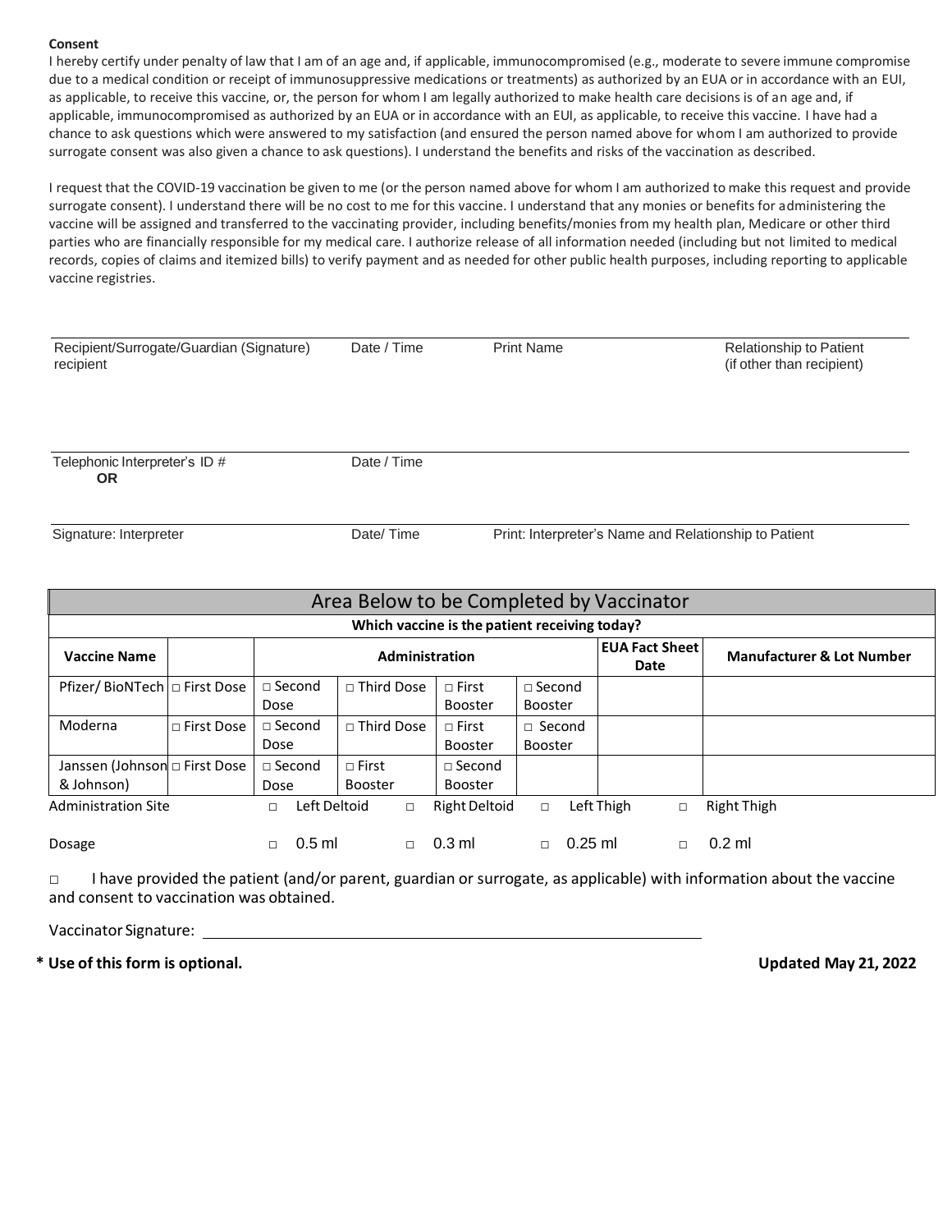**Consent**

I hereby certify under penalty of law that I am of an age and, if applicable, immunocompromised (e.g., moderate to severe immune compromise due to a medical condition or receipt of immunosuppressive medications or treatments) as authorized by an EUA or in accordance with an EUI, as applicable, to receive this vaccine, or, the person for whom I am legally authorized to make health care decisions is of an age and, if applicable, immunocompromised as authorized by an EUA or in accordance with an EUI, as applicable, to receive this vaccine. I have had a chance to ask questions which were answered to my satisfaction (and ensured the person named above for whom I am authorized to provide surrogate consent was also given a chance to ask questions). I understand the benefits and risks of the vaccination as described.

I request that the COVID-19 vaccination be given to me (or the person named above for whom I am authorized to make this request and provide surrogate consent). I understand there will be no cost to me for this vaccine. I understand that any monies or benefits for administering the vaccine will be assigned and transferred to the vaccinating provider, including benefits/monies from my health plan, Medicare or other third parties who are financially responsible for my medical care. I authorize release of all information needed (including but not limited to medical records, copies of claims and itemized bills) to verify payment and as needed for other public health purposes, including reporting to applicable vaccine registries.

| Recipient/Surrogate/Guardian (Signature) recipient | Date / Time | Print Name | Relationship to Patient (if other than recipient) |
|---|---|---|---|

| Telephonic Interpreter's ID # **OR** | Date / Time |
|---|---|

| Signature: Interpreter | Date/ Time | Print: Interpreter's Name and Relationship to Patient |
|---|---|---|

## Area Below to be Completed by Vaccinator

**Which vaccine is the patient receiving today?**

| **Vaccine Name** | | **Administration** | | | | **EUA Fact Sheet Date** | **Manufacturer & Lot Number** |
|---|---|---|---|---|---|---|---|
| Pfizer/ BioNTech | □ First Dose | □ Second Dose | □ Third Dose | □ First Booster | □ Second Booster | | |
| Moderna | □ First Dose | □ Second Dose | □ Third Dose | □ First Booster | □ Second Booster | | |
| Janssen (Johnson & Johnson) | □ First Dose | □ Second Dose | □ First Booster | □ Second Booster | | | |

Administration Site □ Left Deltoid □ Right Deltoid □ Left Thigh □ Right Thigh

Dosage □ 0.5 ml □ 0.3 ml □ 0.25 ml □ 0.2 ml

□ I have provided the patient (and/or parent, guardian or surrogate, as applicable) with information about the vaccine and consent to vaccination was obtained.

Vaccinator Signature: ______________________________

**\* Use of this form is optional.** **Updated May 21, 2022**